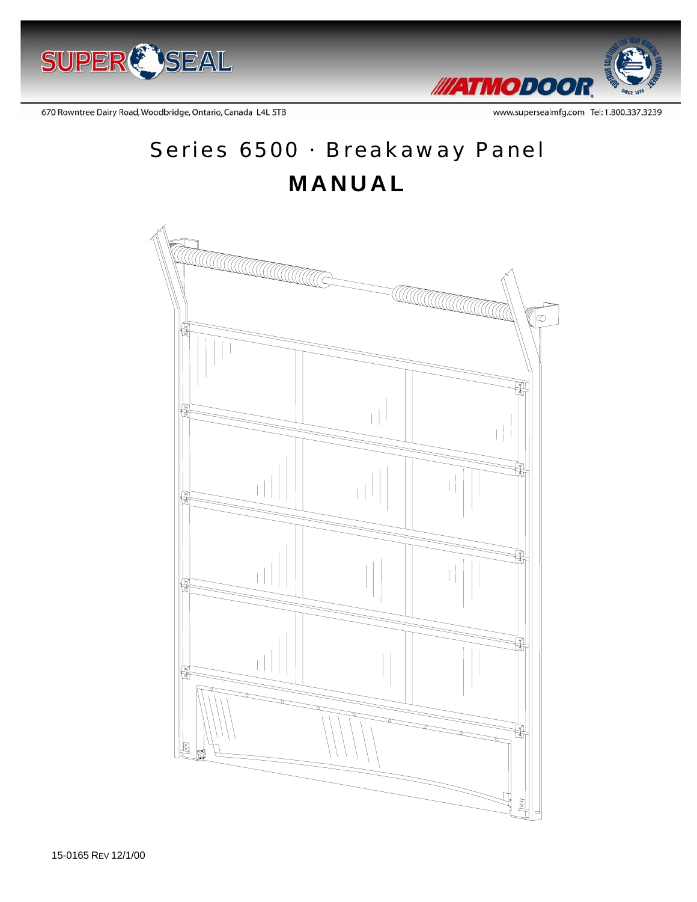SUPER SEAL

ATMODOOR

670 Rowntree Dairy Road, Woodbridge, Ontario, Canada L4L 5TB

www.supersealmfg.com Tel: 1.800.337.3239

# Series 6500 · Breakaway Panel

# MANUAL

15-0165 REV 12/1/00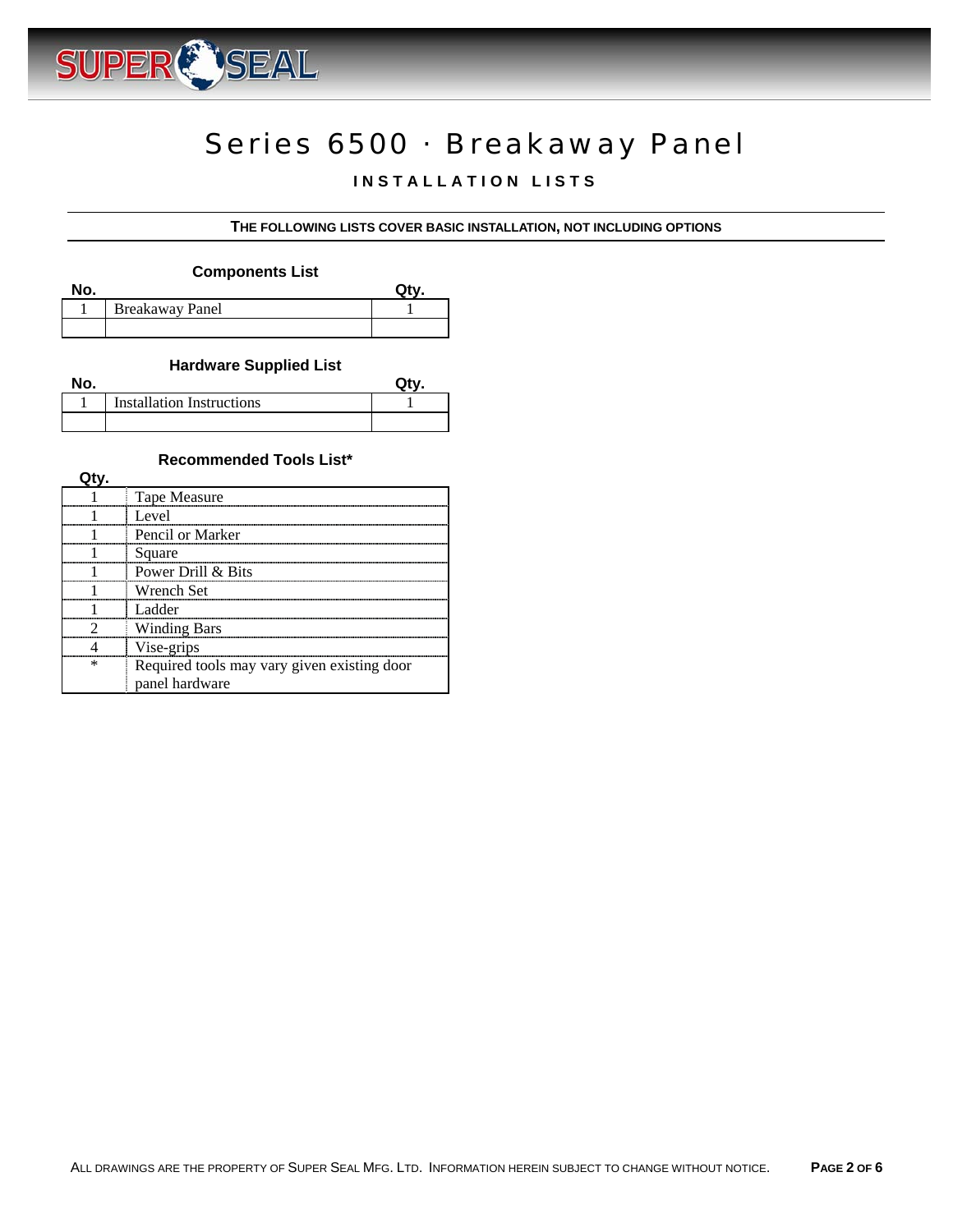# Series 6500 · Breakaway Panel

## INSTALLATION LISTS

**THE FOLLOWING LISTS COVER BASIC INSTALLATION, NOT INCLUDING OPTIONS**

### Components List

| No. | | Qty. |
|---|---|---|
| 1 | Breakaway Panel | 1 |
| | | |

### Hardware Supplied List

| No. | | Qty. |
|---|---|---|
| 1 | Installation Instructions | 1 |
| | | |

### Recommended Tools List*

| Qty. | |
|---|---|
| 1 | Tape Measure |
| 1 | Level |
| 1 | Pencil or Marker |
| 1 | Square |
| 1 | Power Drill & Bits |
| 1 | Wrench Set |
| 1 | Ladder |
| 2 | Winding Bars |
| 4 | Vise-grips |
| * | Required tools may vary given existing door panel hardware |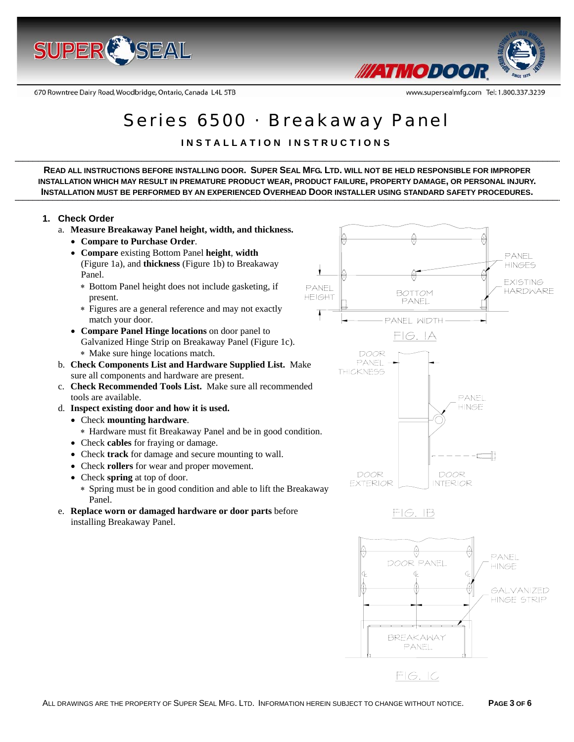# Series 6500 · Breakaway Panel

**INSTALLATION INSTRUCTIONS**

**READ ALL INSTRUCTIONS BEFORE INSTALLING DOOR. SUPER SEAL MFG. LTD. WILL NOT BE HELD RESPONSIBLE FOR IMPROPER INSTALLATION WHICH MAY RESULT IN PREMATURE PRODUCT WEAR, PRODUCT FAILURE, PROPERTY DAMAGE, OR PERSONAL INJURY. INSTALLATION MUST BE PERFORMED BY AN EXPERIENCED OVERHEAD DOOR INSTALLER USING STANDARD SAFETY PROCEDURES.**

## 1. Check Order

a. **Measure Breakaway Panel height, width, and thickness.**
   - **Compare to Purchase Order**.
   - **Compare** existing Bottom Panel **height**, **width** (Figure 1a), and **thickness** (Figure 1b) to Breakaway Panel.
     - * Bottom Panel height does not include gasketing, if present.
     - * Figures are a general reference and may not exactly match your door.
   - **Compare Panel Hinge locations** on door panel to Galvanized Hinge Strip on Breakaway Panel (Figure 1c).
     - * Make sure hinge locations match.

b. **Check Components List and Hardware Supplied List.** Make sure all components and hardware are present.

c. **Check Recommended Tools List.** Make sure all recommended tools are available.

d. **Inspect existing door and how it is used.**
   - Check **mounting hardware**.
     - * Hardware must fit Breakaway Panel and be in good condition.
   - Check **cables** for fraying or damage.
   - Check **track** for damage and secure mounting to wall.
   - Check **rollers** for wear and proper movement.
   - Check **spring** at top of door.
     - * Spring must be in good condition and able to lift the Breakaway Panel.

e. **Replace worn or damaged hardware or door parts** before installing Breakaway Panel.

PANEL HINGES · EXISTING HARDWARE · PANEL HEIGHT · BOTTOM PANEL · PANEL WIDTH

FIG. 1A

DOOR PANEL THICKNESS · PANEL HINGE · DOOR EXTERIOR · DOOR INTERIOR

FIG. 1B

DOOR PANEL · PANEL HINGE · GALVANIZED HINGE STRIP · BREAKAWAY PANEL

FIG. 1C

ALL DRAWINGS ARE THE PROPERTY OF SUPER SEAL MFG. LTD. INFORMATION HEREIN SUBJECT TO CHANGE WITHOUT NOTICE.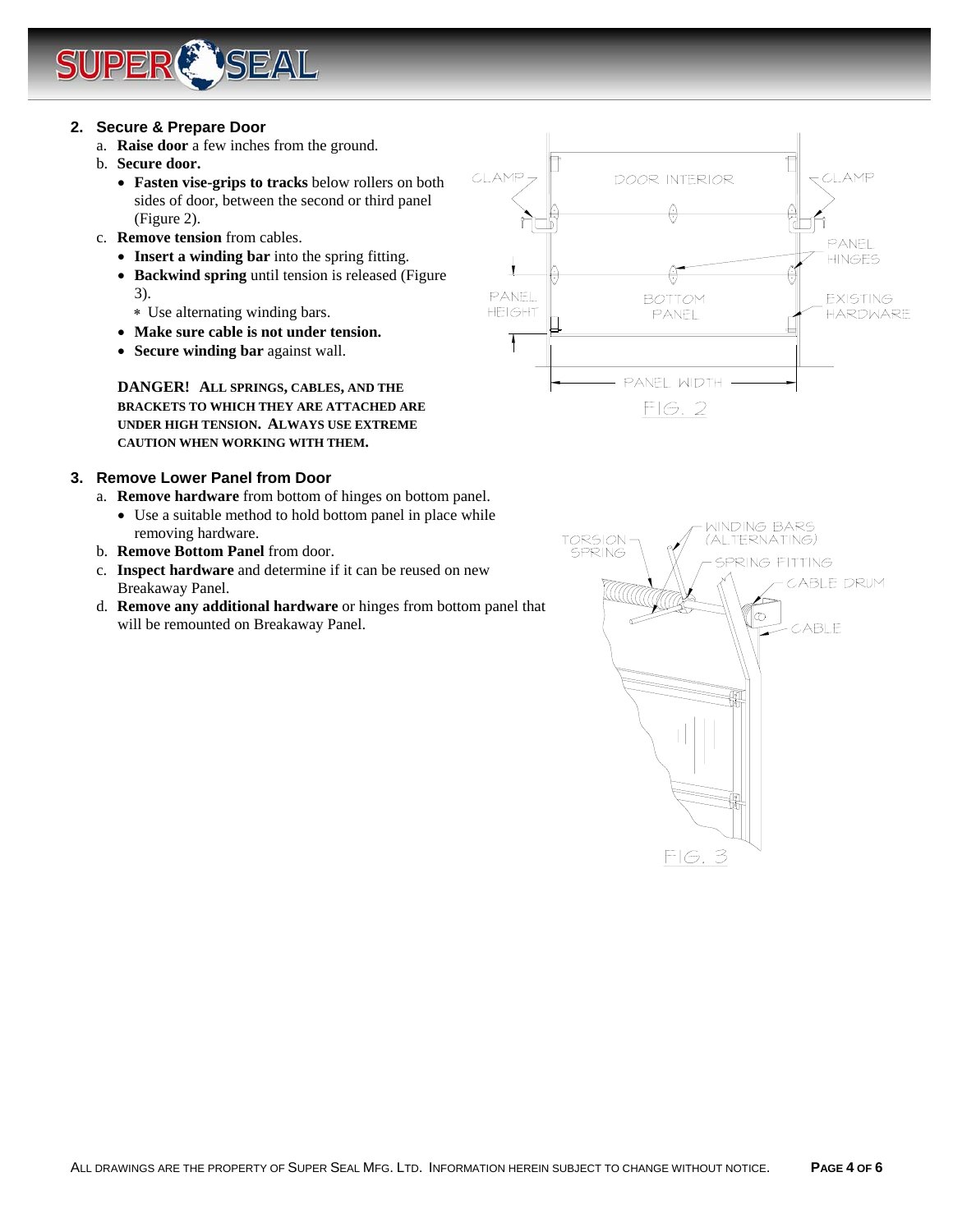## 2. Secure & Prepare Door

a. **Raise door** a few inches from the ground.

b. **Secure door.**
   - **Fasten vise-grips to tracks** below rollers on both sides of door, between the second or third panel (Figure 2).

c. **Remove tension** from cables.
   - **Insert a winding bar** into the spring fitting.
   - **Backwind spring** until tension is released (Figure 3).
     - * Use alternating winding bars.
   - **Make sure cable is not under tension.**
   - **Secure winding bar** against wall.

**DANGER! ALL SPRINGS, CABLES, AND THE BRACKETS TO WHICH THEY ARE ATTACHED ARE UNDER HIGH TENSION. ALWAYS USE EXTREME CAUTION WHEN WORKING WITH THEM.**

FIG. 2

## 3. Remove Lower Panel from Door

a. **Remove hardware** from bottom of hinges on bottom panel.
   - Use a suitable method to hold bottom panel in place while removing hardware.

b. **Remove Bottom Panel** from door.

c. **Inspect hardware** and determine if it can be reused on new Breakaway Panel.

d. **Remove any additional hardware** or hinges from bottom panel that will be remounted on Breakaway Panel.

FIG. 3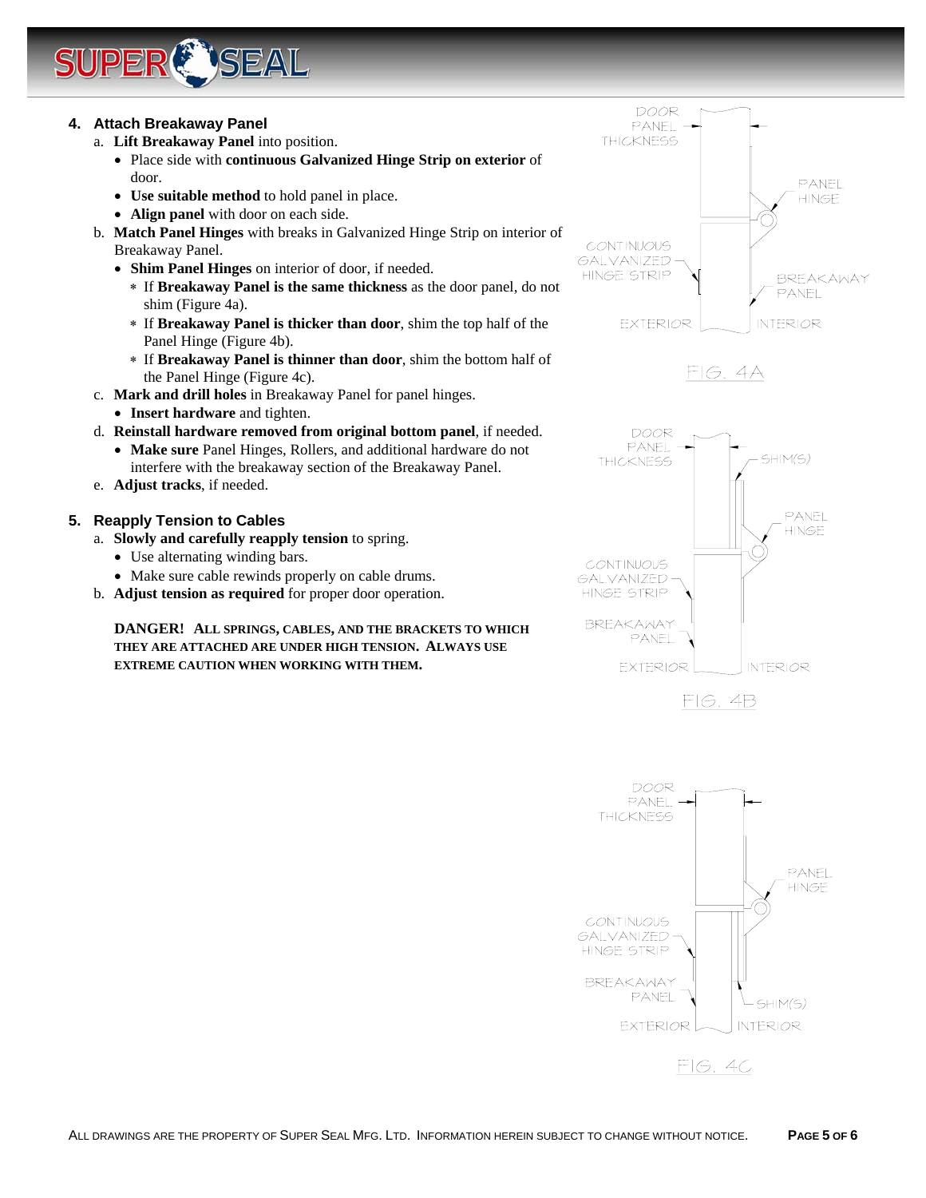### 4. Attach Breakaway Panel

a. **Lift Breakaway Panel** into position.
   - Place side with **continuous Galvanized Hinge Strip on exterior** of door.
   - **Use suitable method** to hold panel in place.
   - **Align panel** with door on each side.

b. **Match Panel Hinges** with breaks in Galvanized Hinge Strip on interior of Breakaway Panel.
   - **Shim Panel Hinges** on interior of door, if needed.
     - If **Breakaway Panel is the same thickness** as the door panel, do not shim (Figure 4a).
     - If **Breakaway Panel is thicker than door**, shim the top half of the Panel Hinge (Figure 4b).
     - If **Breakaway Panel is thinner than door**, shim the bottom half of the Panel Hinge (Figure 4c).

c. **Mark and drill holes** in Breakaway Panel for panel hinges.
   - **Insert hardware** and tighten.

d. **Reinstall hardware removed from original bottom panel**, if needed.
   - **Make sure** Panel Hinges, Rollers, and additional hardware do not interfere with the breakaway section of the Breakaway Panel.

e. **Adjust tracks**, if needed.

### 5. Reapply Tension to Cables

a. **Slowly and carefully reapply tension** to spring.
   - Use alternating winding bars.
   - Make sure cable rewinds properly on cable drums.

b. **Adjust tension as required** for proper door operation.

**DANGER! ALL SPRINGS, CABLES, AND THE BRACKETS TO WHICH THEY ARE ATTACHED ARE UNDER HIGH TENSION. ALWAYS USE EXTREME CAUTION WHEN WORKING WITH THEM.**

DOOR PANEL THICKNESS — PANEL HINGE — CONTINUOUS GALVANIZED HINGE STRIP — BREAKAWAY PANEL — EXTERIOR — INTERIOR

FIG. 4A

DOOR PANEL THICKNESS — SHIM(S) — PANEL HINGE — CONTINUOUS GALVANIZED HINGE STRIP — BREAKAWAY PANEL — EXTERIOR — INTERIOR

FIG. 4B

DOOR PANEL THICKNESS — PANEL HINGE — CONTINUOUS GALVANIZED HINGE STRIP — BREAKAWAY PANEL — SHIM(S) — EXTERIOR — INTERIOR

FIG. 4C

ALL DRAWINGS ARE THE PROPERTY OF SUPER SEAL MFG. LTD. INFORMATION HEREIN SUBJECT TO CHANGE WITHOUT NOTICE.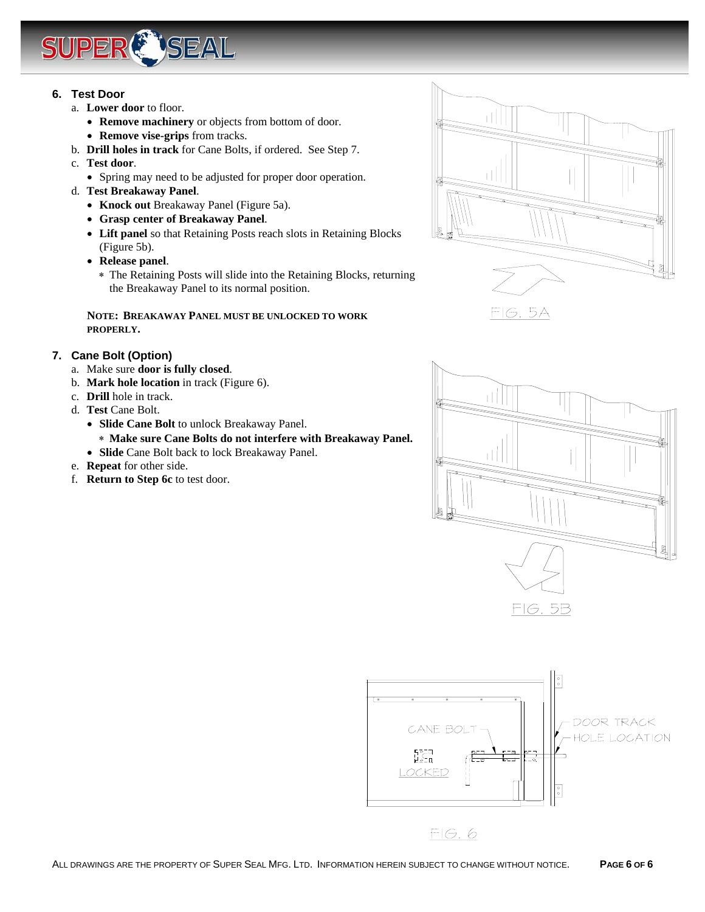## 6. Test Door

a. **Lower door** to floor.
   - **Remove machinery** or objects from bottom of door.
   - **Remove vise-grips** from tracks.

b. **Drill holes in track** for Cane Bolts, if ordered. See Step 7.

c. **Test door**.
   - Spring may need to be adjusted for proper door operation.

d. **Test Breakaway Panel**.
   - **Knock out** Breakaway Panel (Figure 5a).
   - **Grasp center of Breakaway Panel**.
   - **Lift panel** so that Retaining Posts reach slots in Retaining Blocks (Figure 5b).
   - **Release panel**.
     - The Retaining Posts will slide into the Retaining Blocks, returning the Breakaway Panel to its normal position.

**NOTE: BREAKAWAY PANEL MUST BE UNLOCKED TO WORK PROPERLY.**

FIG. 5A

FIG. 5B

## 7. Cane Bolt (Option)

a. Make sure **door is fully closed**.

b. **Mark hole location** in track (Figure 6).

c. **Drill** hole in track.

d. **Test** Cane Bolt.
   - **Slide Cane Bolt** to unlock Breakaway Panel.
     - **Make sure Cane Bolts do not interfere with Breakaway Panel.**
   - **Slide** Cane Bolt back to lock Breakaway Panel.

e. **Repeat** for other side.

f. **Return to Step 6c** to test door.

CANE BOLT

LOCKED

DOOR TRACK

HOLE LOCATION

FIG. 6

ALL DRAWINGS ARE THE PROPERTY OF SUPER SEAL MFG. LTD. INFORMATION HEREIN SUBJECT TO CHANGE WITHOUT NOTICE.